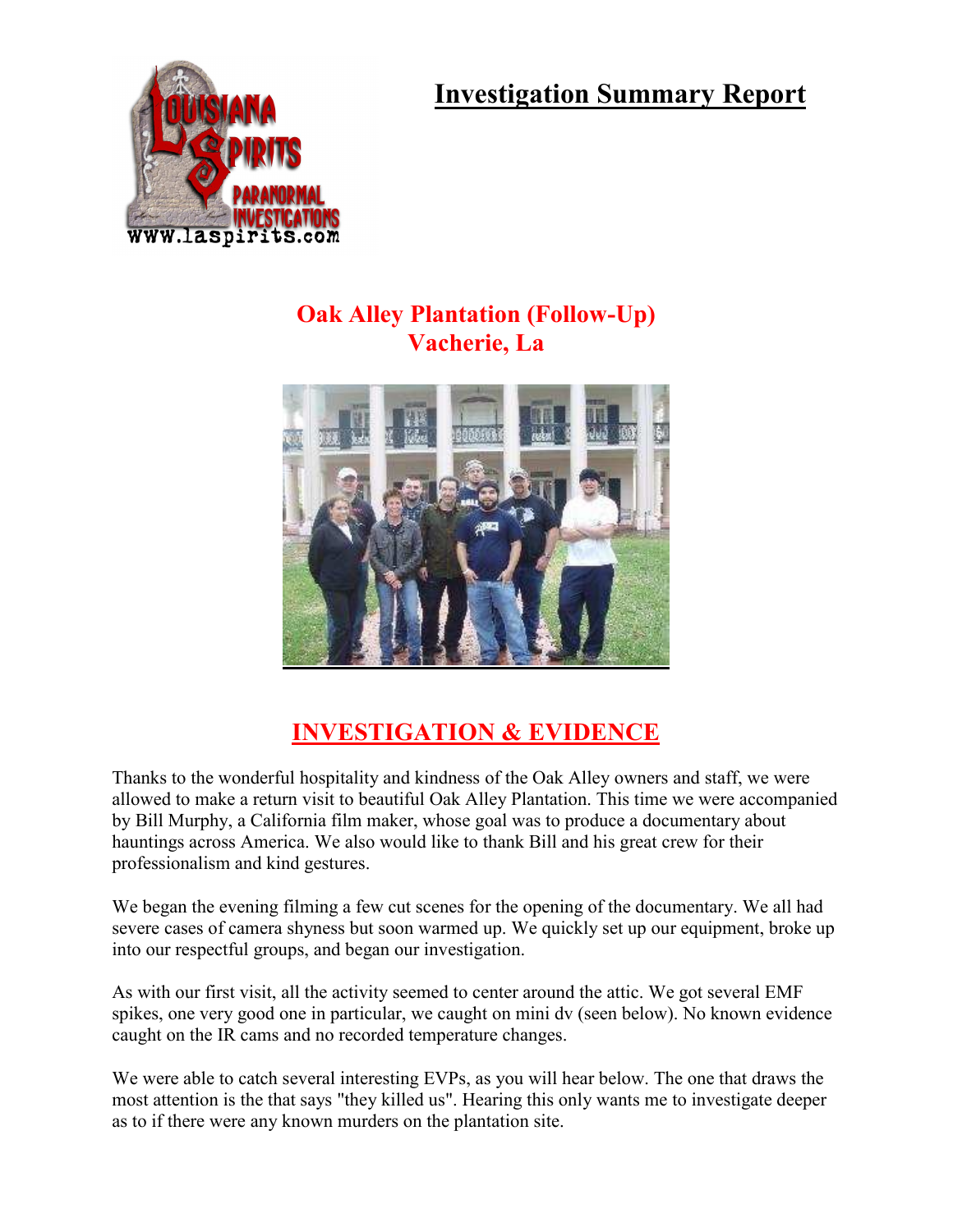# Investigation Summary Report

## Oak Alley Plantation (Follow-Up)
## Vacherie, La

## INVESTIGATION & EVIDENCE

Thanks to the wonderful hospitality and kindness of the Oak Alley owners and staff, we were allowed to make a return visit to beautiful Oak Alley Plantation. This time we were accompanied by Bill Murphy, a California film maker, whose goal was to produce a documentary about hauntings across America. We also would like to thank Bill and his great crew for their professionalism and kind gestures.

We began the evening filming a few cut scenes for the opening of the documentary. We all had severe cases of camera shyness but soon warmed up. We quickly set up our equipment, broke up into our respectful groups, and began our investigation.

As with our first visit, all the activity seemed to center around the attic. We got several EMF spikes, one very good one in particular, we caught on mini dv (seen below). No known evidence caught on the IR cams and no recorded temperature changes.

We were able to catch several interesting EVPs, as you will hear below. The one that draws the most attention is the that says "they killed us". Hearing this only wants me to investigate deeper as to if there were any known murders on the plantation site.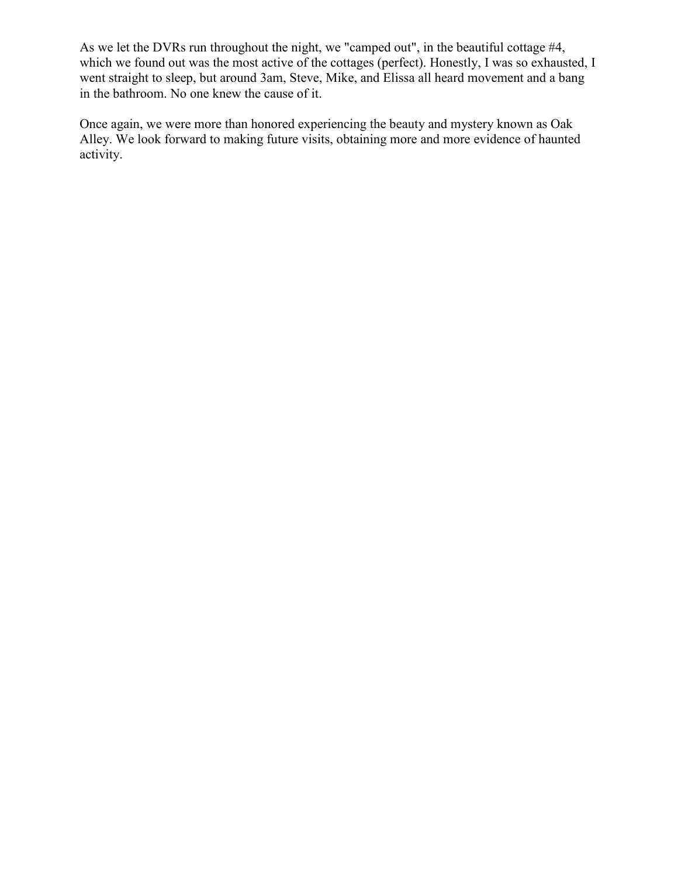As we let the DVRs run throughout the night, we "camped out", in the beautiful cottage #4, which we found out was the most active of the cottages (perfect). Honestly, I was so exhausted, I went straight to sleep, but around 3am, Steve, Mike, and Elissa all heard movement and a bang in the bathroom. No one knew the cause of it.

Once again, we were more than honored experiencing the beauty and mystery known as Oak Alley. We look forward to making future visits, obtaining more and more evidence of haunted activity.